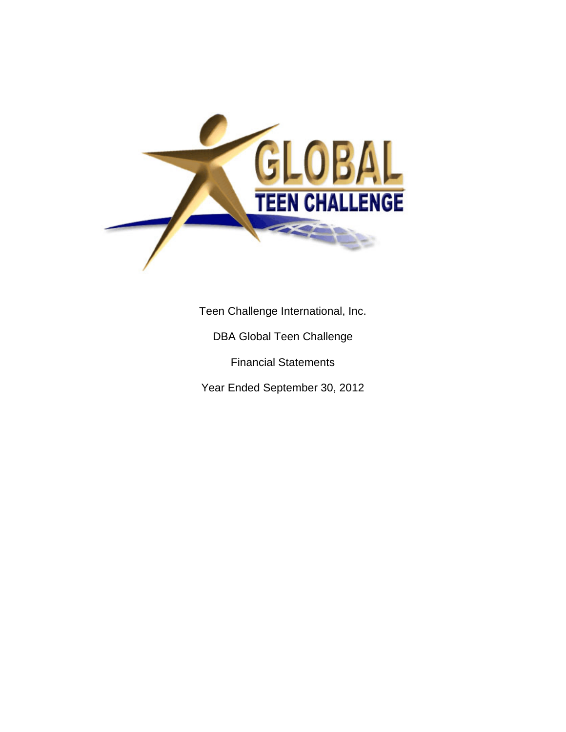Teen Challenge International, Inc.

DBA Global Teen Challenge

Financial Statements

Year Ended September 30, 2012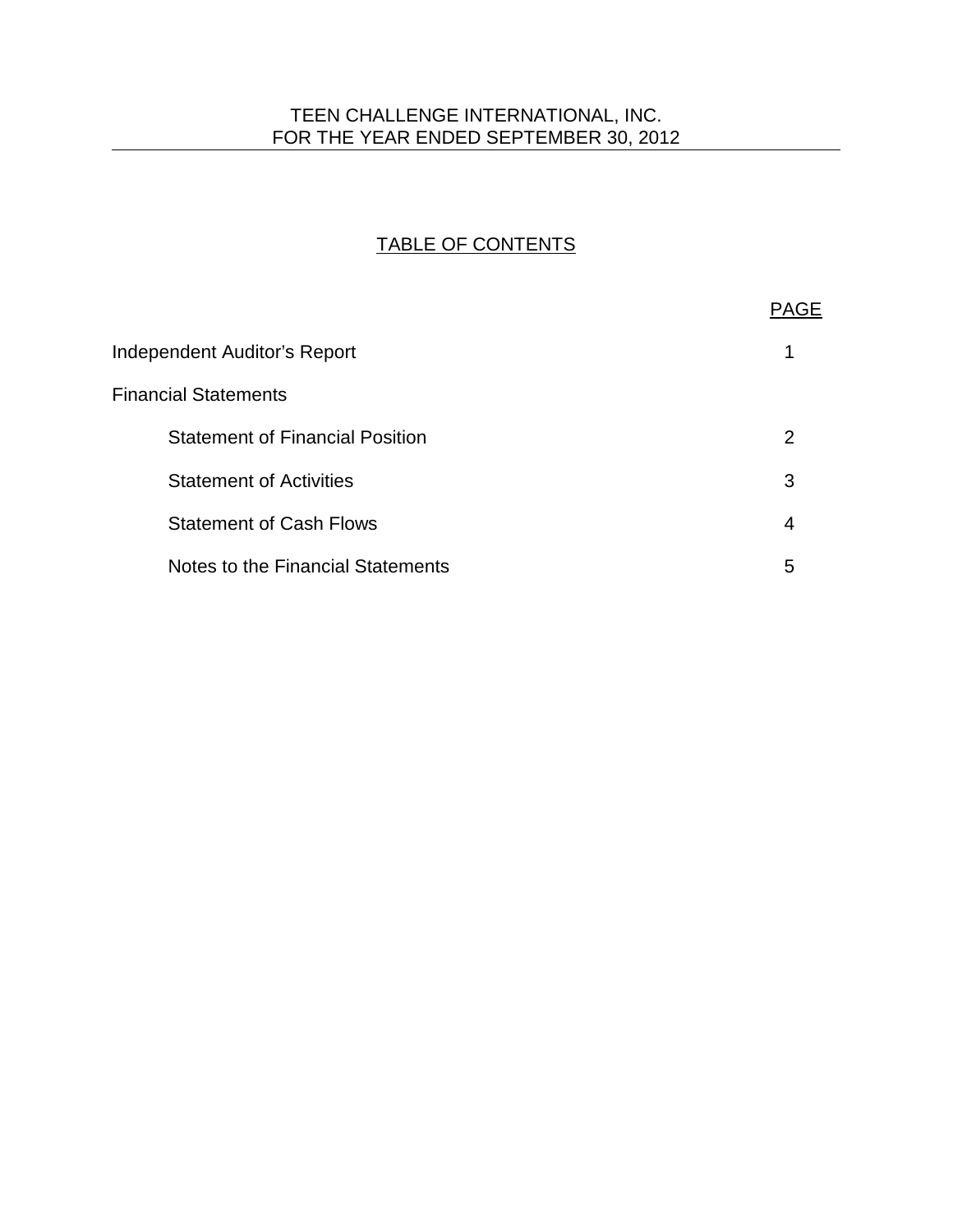TEEN CHALLENGE INTERNATIONAL, INC.
FOR THE YEAR ENDED SEPTEMBER 30, 2012

## TABLE OF CONTENTS

| | PAGE |
|---|---|
| Independent Auditor's Report | 1 |
| Financial Statements | |
| Statement of Financial Position | 2 |
| Statement of Activities | 3 |
| Statement of Cash Flows | 4 |
| Notes to the Financial Statements | 5 |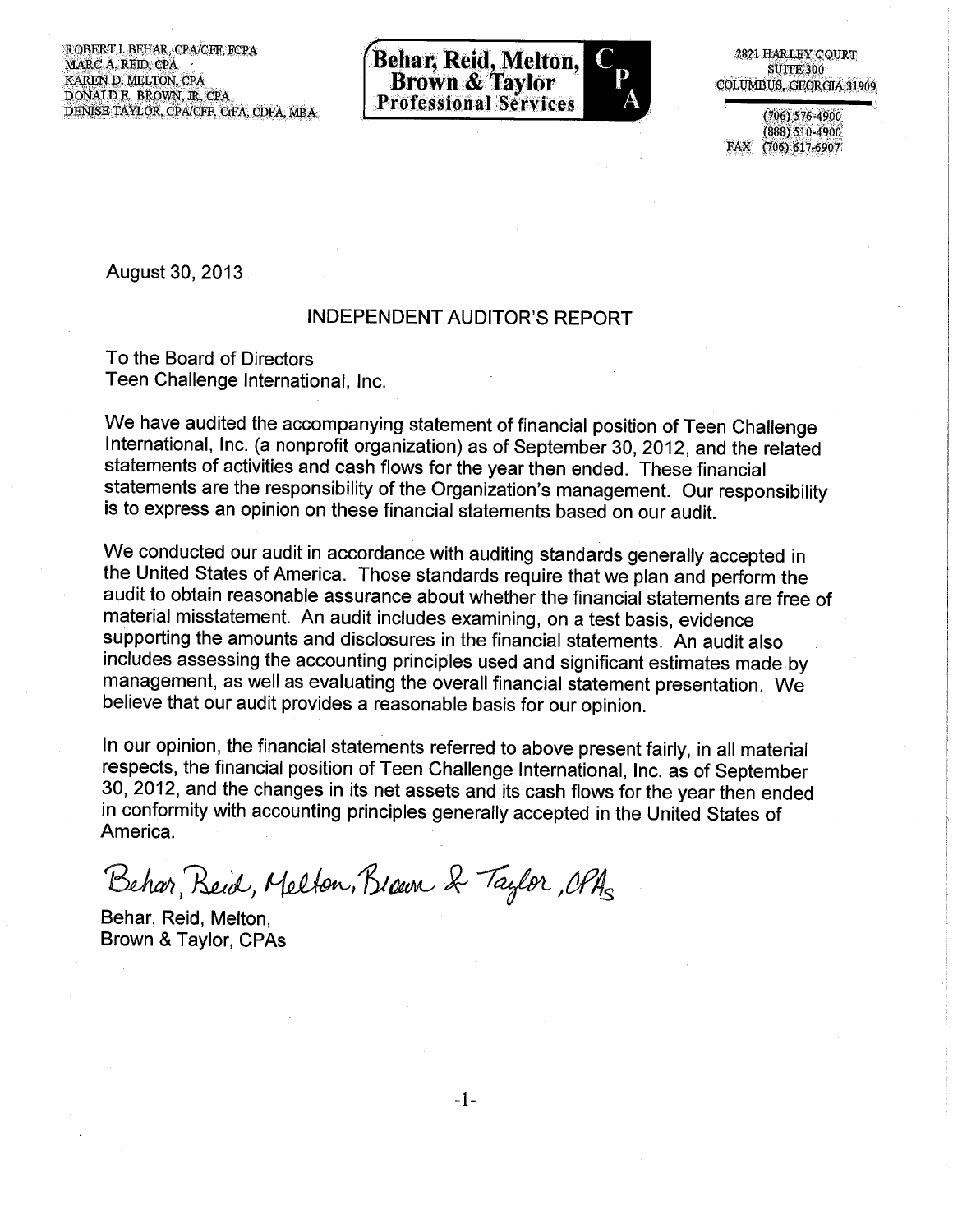ROBERT I. BEHAR, CPA/CFF, FCPA
MARC A. REID, CPA
KAREN D. MELTON, CPA
DONALD E. BROWN, JR, CPA
DENISE TAYLOR, CPA/CFF, CrFA, CDFA, MBA

**Behar, Reid, Melton, Brown & Taylor Professional Services** CPA

2821 HARLEY COURT
SUITE 300
COLUMBUS, GEORGIA 31909

(706) 576-4900
(888) 510-4900
FAX (706) 617-6907

August 30, 2013

## INDEPENDENT AUDITOR'S REPORT

To the Board of Directors
Teen Challenge International, Inc.

We have audited the accompanying statement of financial position of Teen Challenge International, Inc. (a nonprofit organization) as of September 30, 2012, and the related statements of activities and cash flows for the year then ended. These financial statements are the responsibility of the Organization's management. Our responsibility is to express an opinion on these financial statements based on our audit.

We conducted our audit in accordance with auditing standards generally accepted in the United States of America. Those standards require that we plan and perform the audit to obtain reasonable assurance about whether the financial statements are free of material misstatement. An audit includes examining, on a test basis, evidence supporting the amounts and disclosures in the financial statements. An audit also includes assessing the accounting principles used and significant estimates made by management, as well as evaluating the overall financial statement presentation. We believe that our audit provides a reasonable basis for our opinion.

In our opinion, the financial statements referred to above present fairly, in all material respects, the financial position of Teen Challenge International, Inc. as of September 30, 2012, and the changes in its net assets and its cash flows for the year then ended in conformity with accounting principles generally accepted in the United States of America.

*Behar, Reid, Melton, Brown & Taylor, CPAs*

Behar, Reid, Melton,
Brown & Taylor, CPAs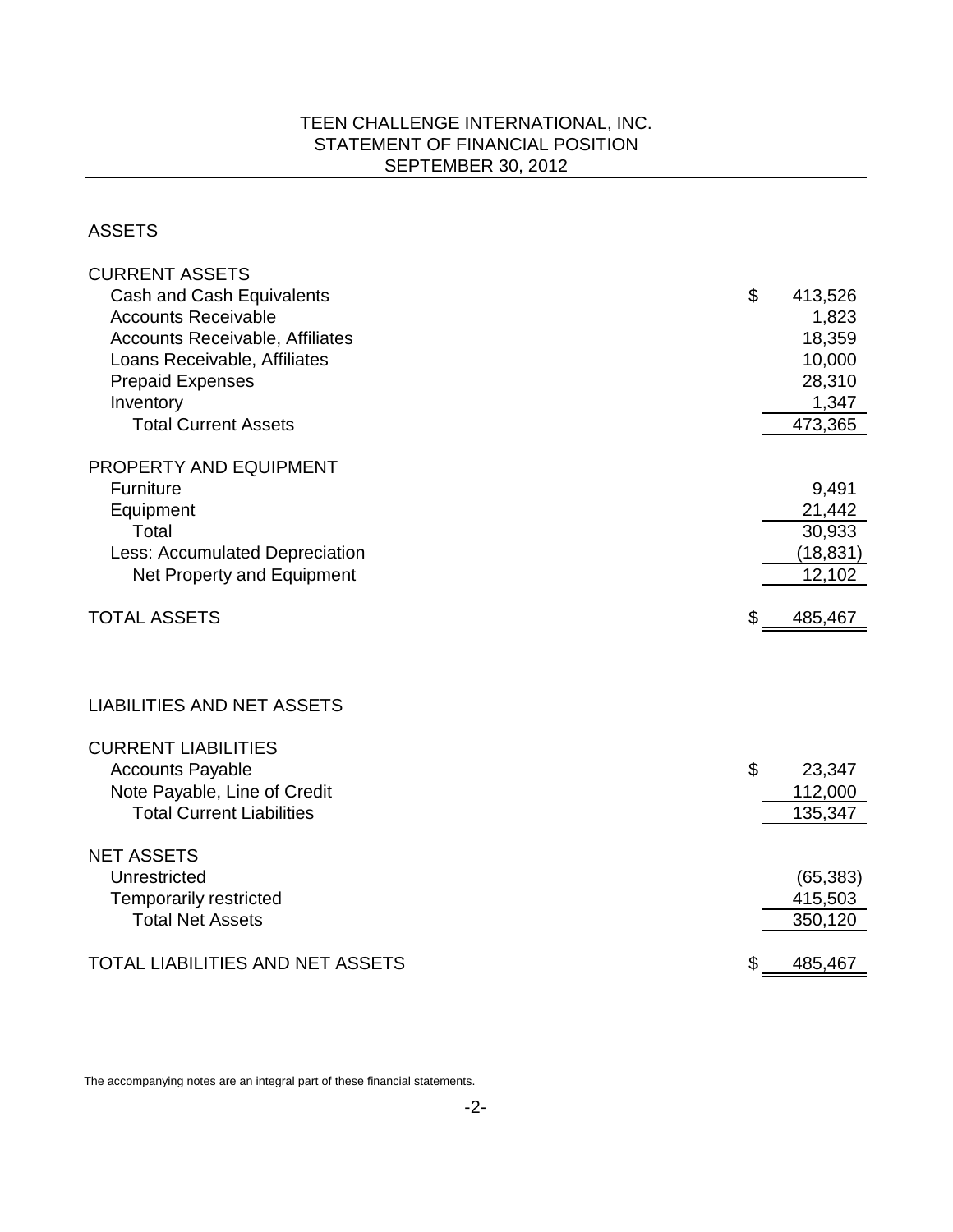# TEEN CHALLENGE INTERNATIONAL, INC.
## STATEMENT OF FINANCIAL POSITION
## SEPTEMBER 30, 2012

### ASSETS

| | |
|---|---|
| **CURRENT ASSETS** | |
| Cash and Cash Equivalents | $ 413,526 |
| Accounts Receivable | 1,823 |
| Accounts Receivable, Affiliates | 18,359 |
| Loans Receivable, Affiliates | 10,000 |
| Prepaid Expenses | 28,310 |
| Inventory | 1,347 |
| Total Current Assets | 473,365 |
| **PROPERTY AND EQUIPMENT** | |
| Furniture | 9,491 |
| Equipment | 21,442 |
| Total | 30,933 |
| Less: Accumulated Depreciation | (18,831) |
| Net Property and Equipment | 12,102 |
| **TOTAL ASSETS** | $ 485,467 |

### LIABILITIES AND NET ASSETS

| | |
|---|---|
| **CURRENT LIABILITIES** | |
| Accounts Payable | $ 23,347 |
| Note Payable, Line of Credit | 112,000 |
| Total Current Liabilities | 135,347 |
| **NET ASSETS** | |
| Unrestricted | (65,383) |
| Temporarily restricted | 415,503 |
| Total Net Assets | 350,120 |
| **TOTAL LIABILITIES AND NET ASSETS** | $ 485,467 |

The accompanying notes are an integral part of these financial statements.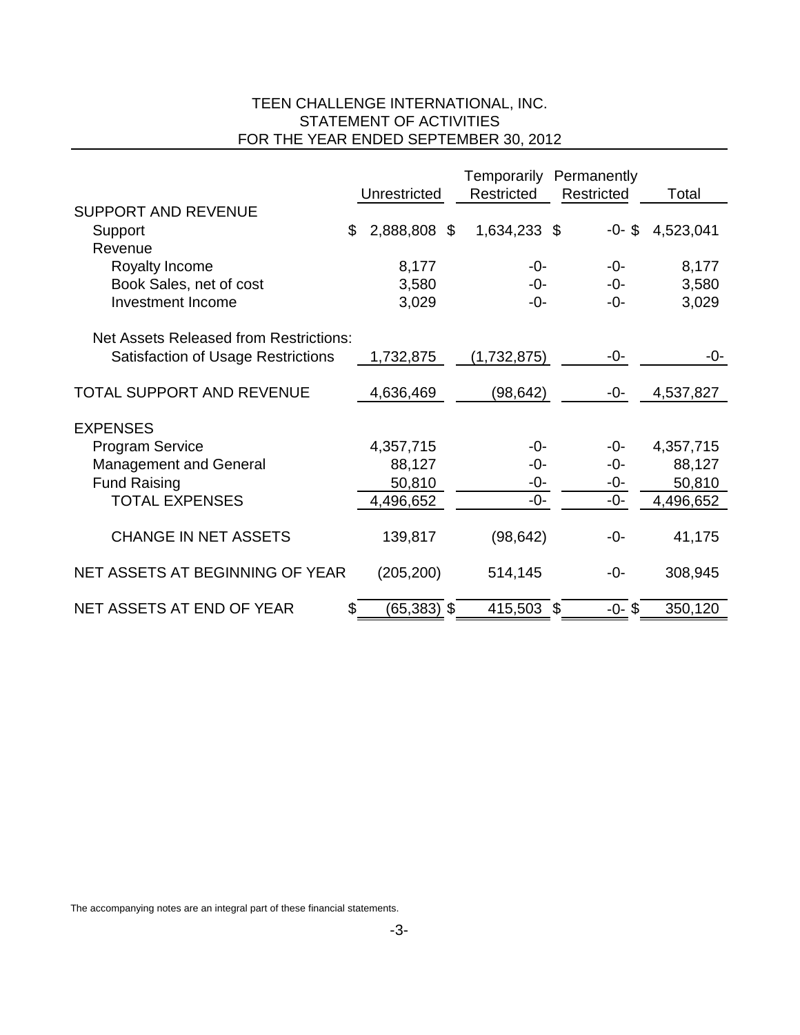TEEN CHALLENGE INTERNATIONAL, INC.
STATEMENT OF ACTIVITIES
FOR THE YEAR ENDED SEPTEMBER 30, 2012

| | Unrestricted | Temporarily Restricted | Permanently Restricted | Total |
|---|---|---|---|---|
| SUPPORT AND REVENUE | | | | |
| Support | $ 2,888,808 | $ 1,634,233 | $ -0- | $ 4,523,041 |
| Revenue | | | | |
| Royalty Income | 8,177 | -0- | -0- | 8,177 |
| Book Sales, net of cost | 3,580 | -0- | -0- | 3,580 |
| Investment Income | 3,029 | -0- | -0- | 3,029 |
| Net Assets Released from Restrictions: | | | | |
| Satisfaction of Usage Restrictions | 1,732,875 | (1,732,875) | -0- | -0- |
| TOTAL SUPPORT AND REVENUE | 4,636,469 | (98,642) | -0- | 4,537,827 |
| EXPENSES | | | | |
| Program Service | 4,357,715 | -0- | -0- | 4,357,715 |
| Management and General | 88,127 | -0- | -0- | 88,127 |
| Fund Raising | 50,810 | -0- | -0- | 50,810 |
| TOTAL EXPENSES | 4,496,652 | -0- | -0- | 4,496,652 |
| CHANGE IN NET ASSETS | 139,817 | (98,642) | -0- | 41,175 |
| NET ASSETS AT BEGINNING OF YEAR | (205,200) | 514,145 | -0- | 308,945 |
| NET ASSETS AT END OF YEAR | $ (65,383) | $ 415,503 | $ -0- | $ 350,120 |

The accompanying notes are an integral part of these financial statements.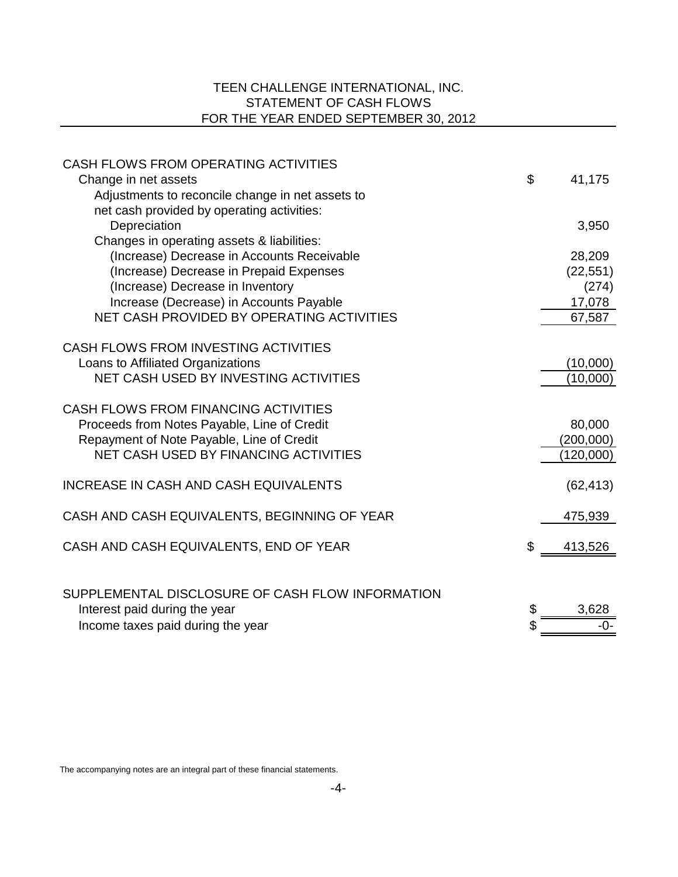# TEEN CHALLENGE INTERNATIONAL, INC.
## STATEMENT OF CASH FLOWS
## FOR THE YEAR ENDED SEPTEMBER 30, 2012

| | | |
|---|---|---|
| **CASH FLOWS FROM OPERATING ACTIVITIES** | | |
| Change in net assets | $ | 41,175 |
| Adjustments to reconcile change in net assets to net cash provided by operating activities: | | |
| Depreciation | | 3,950 |
| Changes in operating assets & liabilities: | | |
| (Increase) Decrease in Accounts Receivable | | 28,209 |
| (Increase) Decrease in Prepaid Expenses | | (22,551) |
| (Increase) Decrease in Inventory | | (274) |
| Increase (Decrease) in Accounts Payable | | 17,078 |
| NET CASH PROVIDED BY OPERATING ACTIVITIES | | 67,587 |
| **CASH FLOWS FROM INVESTING ACTIVITIES** | | |
| Loans to Affiliated Organizations | | (10,000) |
| NET CASH USED BY INVESTING ACTIVITIES | | (10,000) |
| **CASH FLOWS FROM FINANCING ACTIVITIES** | | |
| Proceeds from Notes Payable, Line of Credit | | 80,000 |
| Repayment of Note Payable, Line of Credit | | (200,000) |
| NET CASH USED BY FINANCING ACTIVITIES | | (120,000) |
| INCREASE IN CASH AND CASH EQUIVALENTS | | (62,413) |
| CASH AND CASH EQUIVALENTS, BEGINNING OF YEAR | | 475,939 |
| CASH AND CASH EQUIVALENTS, END OF YEAR | $ | 413,526 |
| **SUPPLEMENTAL DISCLOSURE OF CASH FLOW INFORMATION** | | |
| Interest paid during the year | $ | 3,628 |
| Income taxes paid during the year | $ | -0- |

The accompanying notes are an integral part of these financial statements.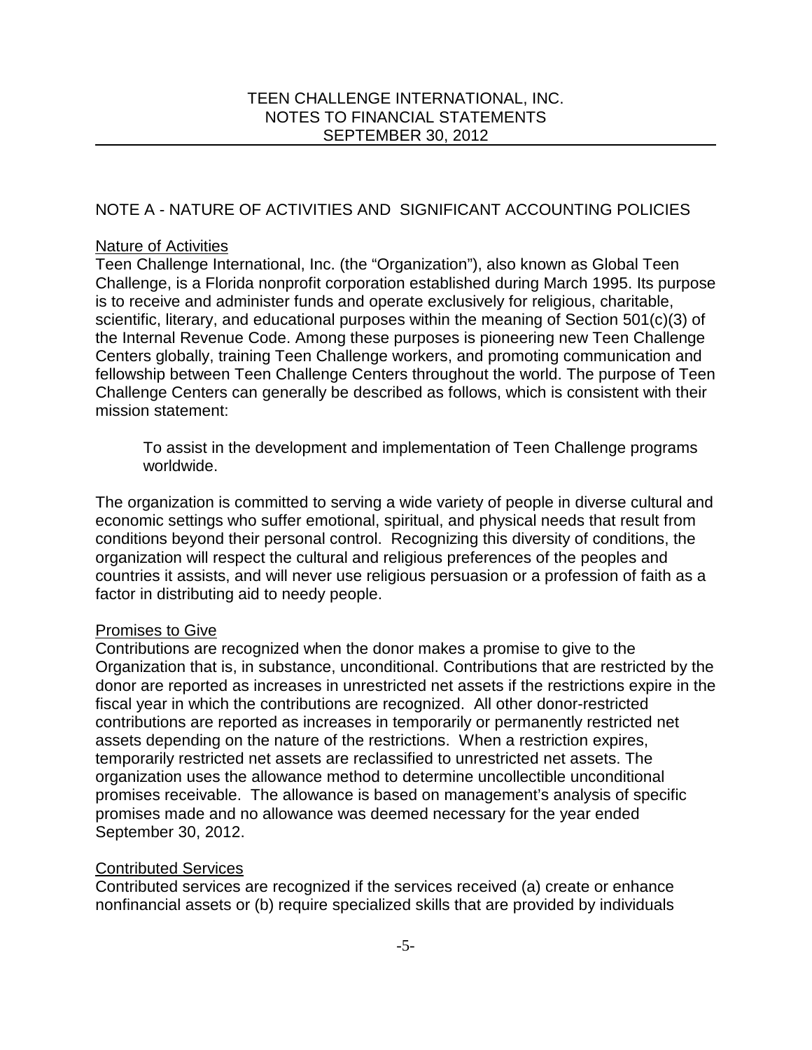## NOTE A - NATURE OF ACTIVITIES AND SIGNIFICANT ACCOUNTING POLICIES

### Nature of Activities

Teen Challenge International, Inc. (the "Organization"), also known as Global Teen Challenge, is a Florida nonprofit corporation established during March 1995. Its purpose is to receive and administer funds and operate exclusively for religious, charitable, scientific, literary, and educational purposes within the meaning of Section 501(c)(3) of the Internal Revenue Code. Among these purposes is pioneering new Teen Challenge Centers globally, training Teen Challenge workers, and promoting communication and fellowship between Teen Challenge Centers throughout the world. The purpose of Teen Challenge Centers can generally be described as follows, which is consistent with their mission statement:

> To assist in the development and implementation of Teen Challenge programs worldwide.

The organization is committed to serving a wide variety of people in diverse cultural and economic settings who suffer emotional, spiritual, and physical needs that result from conditions beyond their personal control. Recognizing this diversity of conditions, the organization will respect the cultural and religious preferences of the peoples and countries it assists, and will never use religious persuasion or a profession of faith as a factor in distributing aid to needy people.

### Promises to Give

Contributions are recognized when the donor makes a promise to give to the Organization that is, in substance, unconditional. Contributions that are restricted by the donor are reported as increases in unrestricted net assets if the restrictions expire in the fiscal year in which the contributions are recognized. All other donor-restricted contributions are reported as increases in temporarily or permanently restricted net assets depending on the nature of the restrictions. When a restriction expires, temporarily restricted net assets are reclassified to unrestricted net assets. The organization uses the allowance method to determine uncollectible unconditional promises receivable. The allowance is based on management's analysis of specific promises made and no allowance was deemed necessary for the year ended September 30, 2012.

### Contributed Services

Contributed services are recognized if the services received (a) create or enhance nonfinancial assets or (b) require specialized skills that are provided by individuals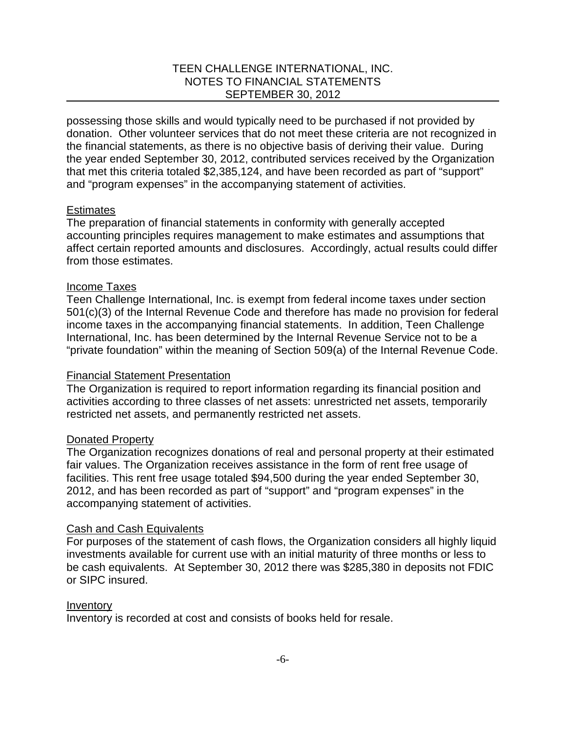possessing those skills and would typically need to be purchased if not provided by donation. Other volunteer services that do not meet these criteria are not recognized in the financial statements, as there is no objective basis of deriving their value. During the year ended September 30, 2012, contributed services received by the Organization that met this criteria totaled $2,385,124, and have been recorded as part of "support" and "program expenses" in the accompanying statement of activities.

### Estimates

The preparation of financial statements in conformity with generally accepted accounting principles requires management to make estimates and assumptions that affect certain reported amounts and disclosures. Accordingly, actual results could differ from those estimates.

### Income Taxes

Teen Challenge International, Inc. is exempt from federal income taxes under section 501(c)(3) of the Internal Revenue Code and therefore has made no provision for federal income taxes in the accompanying financial statements. In addition, Teen Challenge International, Inc. has been determined by the Internal Revenue Service not to be a "private foundation" within the meaning of Section 509(a) of the Internal Revenue Code.

### Financial Statement Presentation

The Organization is required to report information regarding its financial position and activities according to three classes of net assets: unrestricted net assets, temporarily restricted net assets, and permanently restricted net assets.

### Donated Property

The Organization recognizes donations of real and personal property at their estimated fair values. The Organization receives assistance in the form of rent free usage of facilities. This rent free usage totaled $94,500 during the year ended September 30, 2012, and has been recorded as part of "support" and "program expenses" in the accompanying statement of activities.

### Cash and Cash Equivalents

For purposes of the statement of cash flows, the Organization considers all highly liquid investments available for current use with an initial maturity of three months or less to be cash equivalents. At September 30, 2012 there was $285,380 in deposits not FDIC or SIPC insured.

### Inventory

Inventory is recorded at cost and consists of books held for resale.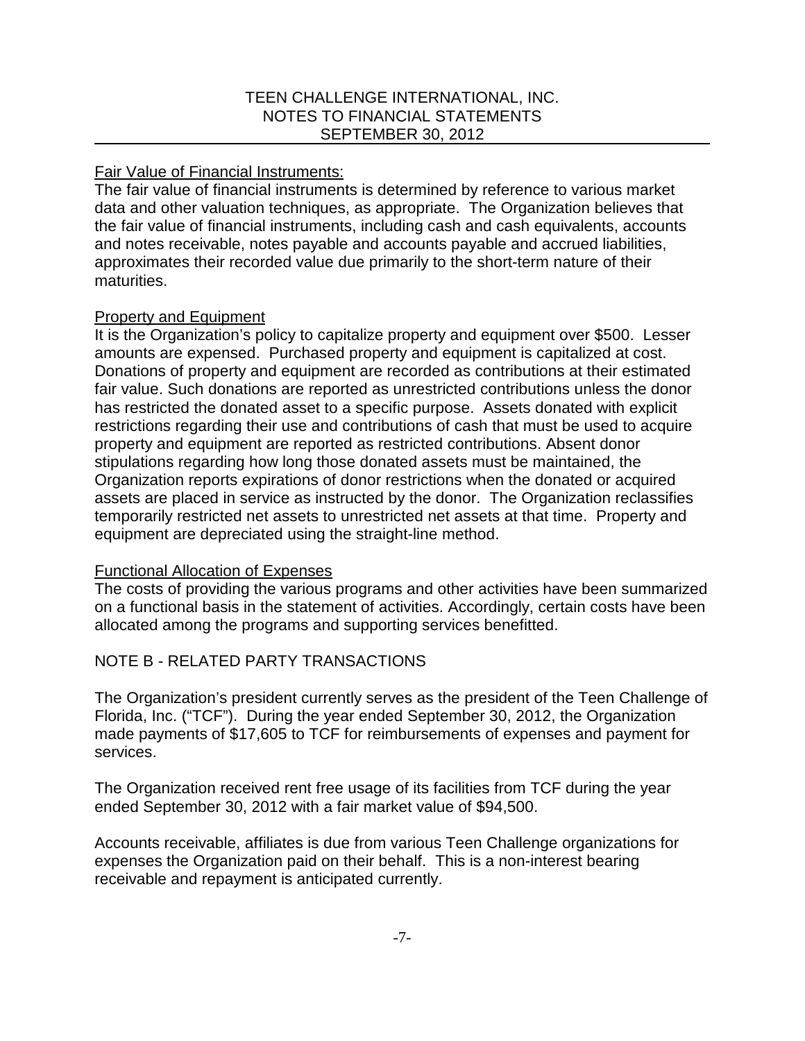### Fair Value of Financial Instruments:

The fair value of financial instruments is determined by reference to various market data and other valuation techniques, as appropriate. The Organization believes that the fair value of financial instruments, including cash and cash equivalents, accounts and notes receivable, notes payable and accounts payable and accrued liabilities, approximates their recorded value due primarily to the short-term nature of their maturities.

### Property and Equipment

It is the Organization's policy to capitalize property and equipment over $500. Lesser amounts are expensed. Purchased property and equipment is capitalized at cost. Donations of property and equipment are recorded as contributions at their estimated fair value. Such donations are reported as unrestricted contributions unless the donor has restricted the donated asset to a specific purpose. Assets donated with explicit restrictions regarding their use and contributions of cash that must be used to acquire property and equipment are reported as restricted contributions. Absent donor stipulations regarding how long those donated assets must be maintained, the Organization reports expirations of donor restrictions when the donated or acquired assets are placed in service as instructed by the donor. The Organization reclassifies temporarily restricted net assets to unrestricted net assets at that time. Property and equipment are depreciated using the straight-line method.

### Functional Allocation of Expenses

The costs of providing the various programs and other activities have been summarized on a functional basis in the statement of activities. Accordingly, certain costs have been allocated among the programs and supporting services benefitted.

## NOTE B - RELATED PARTY TRANSACTIONS

The Organization's president currently serves as the president of the Teen Challenge of Florida, Inc. ("TCF"). During the year ended September 30, 2012, the Organization made payments of $17,605 to TCF for reimbursements of expenses and payment for services.

The Organization received rent free usage of its facilities from TCF during the year ended September 30, 2012 with a fair market value of $94,500.

Accounts receivable, affiliates is due from various Teen Challenge organizations for expenses the Organization paid on their behalf. This is a non-interest bearing receivable and repayment is anticipated currently.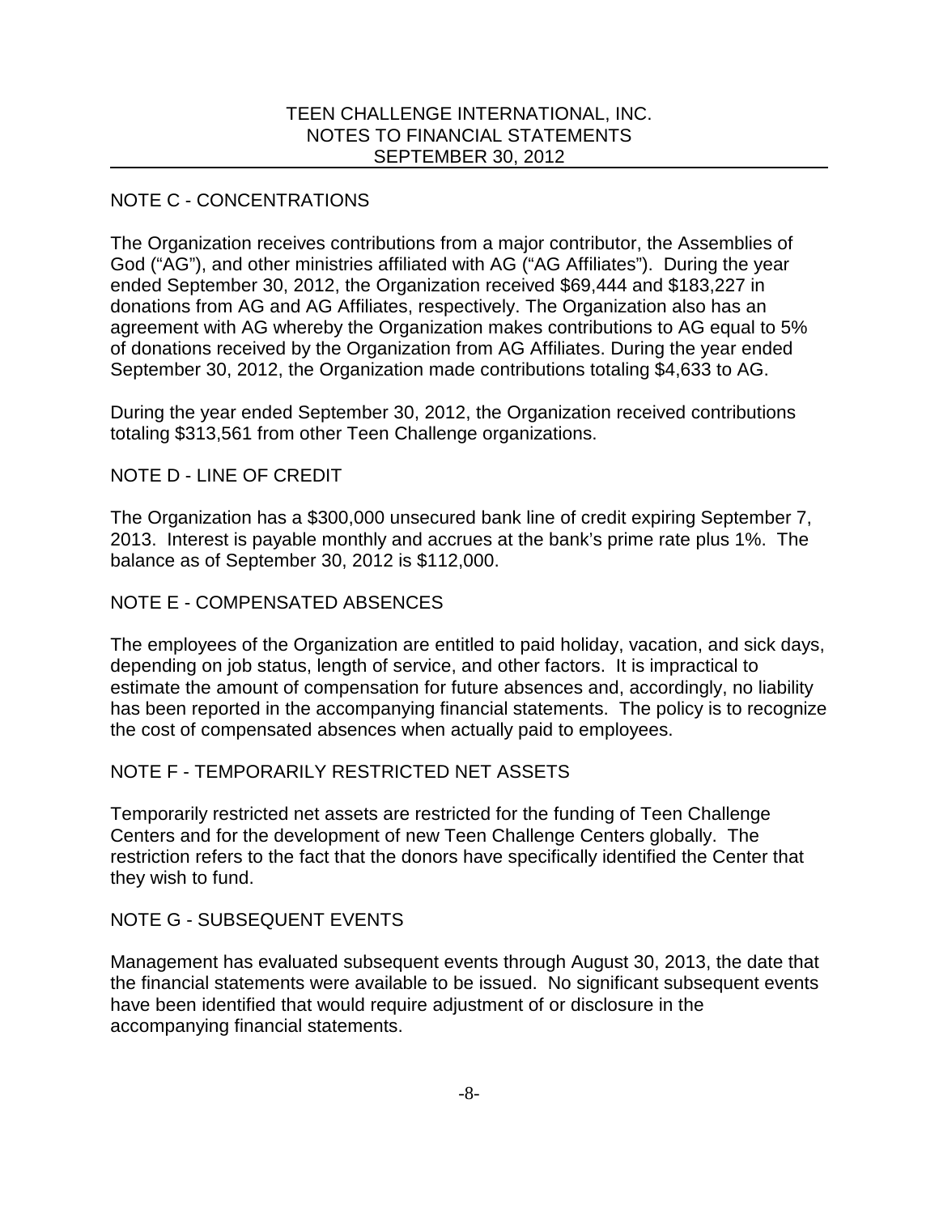## NOTE C - CONCENTRATIONS

The Organization receives contributions from a major contributor, the Assemblies of God ("AG"), and other ministries affiliated with AG ("AG Affiliates"). During the year ended September 30, 2012, the Organization received $69,444 and $183,227 in donations from AG and AG Affiliates, respectively. The Organization also has an agreement with AG whereby the Organization makes contributions to AG equal to 5% of donations received by the Organization from AG Affiliates. During the year ended September 30, 2012, the Organization made contributions totaling $4,633 to AG.

During the year ended September 30, 2012, the Organization received contributions totaling $313,561 from other Teen Challenge organizations.

## NOTE D - LINE OF CREDIT

The Organization has a $300,000 unsecured bank line of credit expiring September 7, 2013. Interest is payable monthly and accrues at the bank's prime rate plus 1%. The balance as of September 30, 2012 is $112,000.

## NOTE E - COMPENSATED ABSENCES

The employees of the Organization are entitled to paid holiday, vacation, and sick days, depending on job status, length of service, and other factors. It is impractical to estimate the amount of compensation for future absences and, accordingly, no liability has been reported in the accompanying financial statements. The policy is to recognize the cost of compensated absences when actually paid to employees.

## NOTE F - TEMPORARILY RESTRICTED NET ASSETS

Temporarily restricted net assets are restricted for the funding of Teen Challenge Centers and for the development of new Teen Challenge Centers globally. The restriction refers to the fact that the donors have specifically identified the Center that they wish to fund.

## NOTE G - SUBSEQUENT EVENTS

Management has evaluated subsequent events through August 30, 2013, the date that the financial statements were available to be issued. No significant subsequent events have been identified that would require adjustment of or disclosure in the accompanying financial statements.